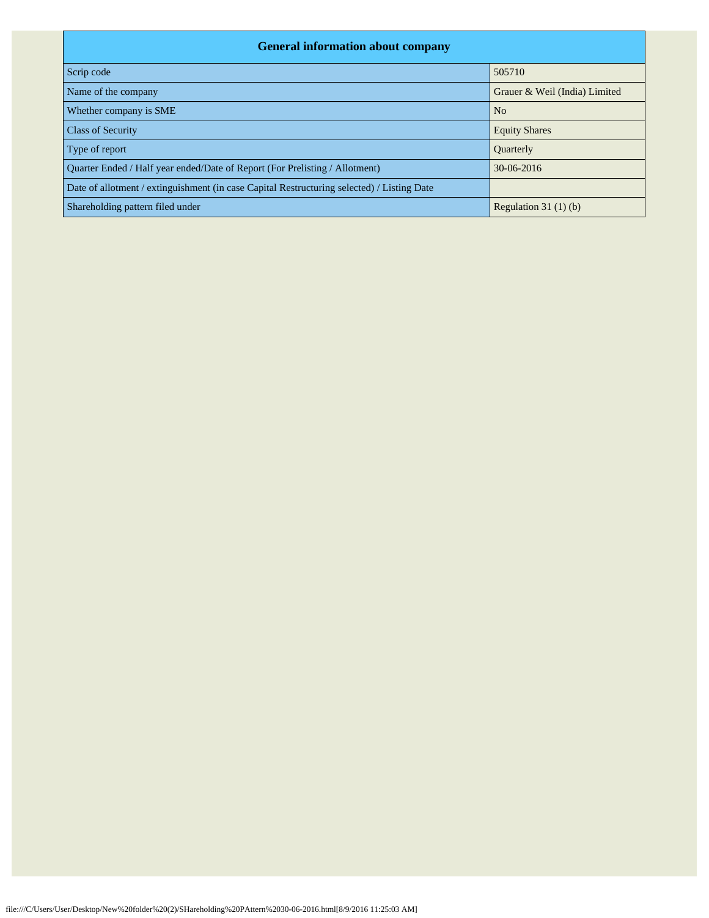| General information about company | |
|---|---|
| Scrip code | 505710 |
| Name of the company | Grauer & Weil (India) Limited |
| Whether company is SME | No |
| Class of Security | Equity Shares |
| Type of report | Quarterly |
| Quarter Ended / Half year ended/Date of Report (For Prelisting / Allotment) | 30-06-2016 |
| Date of allotment / extinguishment (in case Capital Restructuring selected) / Listing Date | |
| Shareholding pattern filed under | Regulation 31 (1) (b) |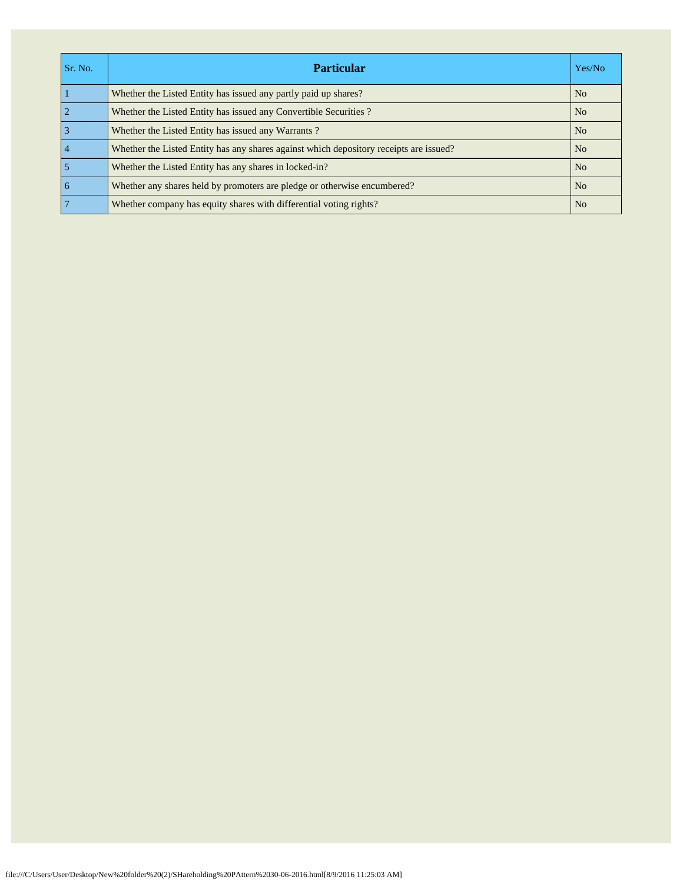| Sr. No. | Particular | Yes/No |
|---|---|---|
| 1 | Whether the Listed Entity has issued any partly paid up shares? | No |
| 2 | Whether the Listed Entity has issued any Convertible Securities ? | No |
| 3 | Whether the Listed Entity has issued any Warrants ? | No |
| 4 | Whether the Listed Entity has any shares against which depository receipts are issued? | No |
| 5 | Whether the Listed Entity has any shares in locked-in? | No |
| 6 | Whether any shares held by promoters are pledge or otherwise encumbered? | No |
| 7 | Whether company has equity shares with differential voting rights? | No |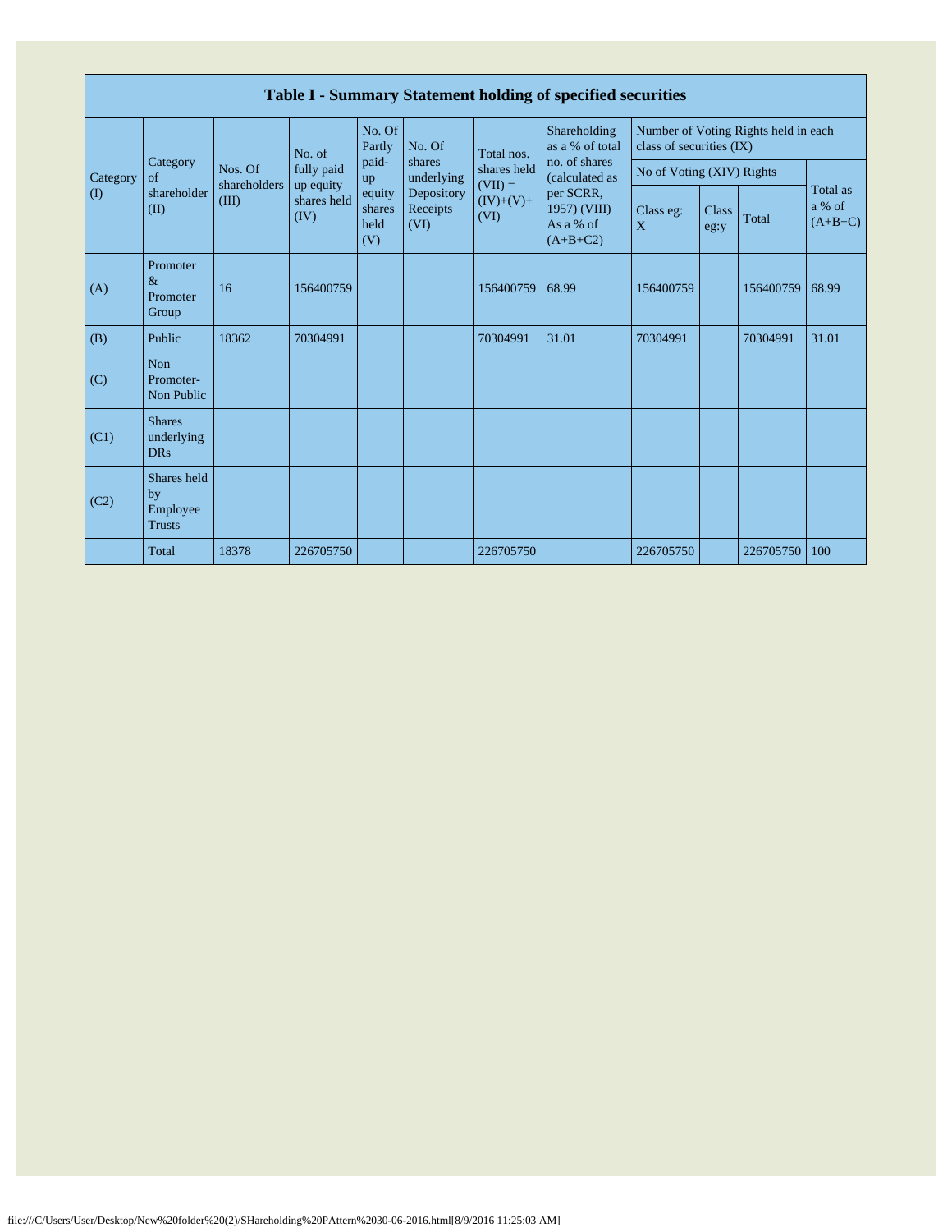# Table I - Summary Statement holding of specified securities

| Category (I) | Category of shareholder (II) | Nos. Of shareholders (III) | No. of fully paid up equity shares held (IV) | No. Of Partly paid-up equity shares held (V) | No. Of shares underlying Depository Receipts (VI) | Total nos. shares held (VII) = (IV)+(V)+ (VI) | Shareholding as a % of total no. of shares (calculated as per SCRR, 1957) (VIII) As a % of (A+B+C2) | Number of Voting Rights held in each class of securities (IX) | | | |
|---|---|---|---|---|---|---|---|---|---|---|---|
| | | | | | | | | No of Voting (XIV) Rights | | | Total as a % of (A+B+C) |
| | | | | | | | | Class eg: X | Class eg:y | Total | |
| (A) | Promoter & Promoter Group | 16 | 156400759 | | | 156400759 | 68.99 | 156400759 | | 156400759 | 68.99 |
| (B) | Public | 18362 | 70304991 | | | 70304991 | 31.01 | 70304991 | | 70304991 | 31.01 |
| (C) | Non Promoter- Non Public | | | | | | | | | | |
| (C1) | Shares underlying DRs | | | | | | | | | | |
| (C2) | Shares held by Employee Trusts | | | | | | | | | | |
| | Total | 18378 | 226705750 | | | 226705750 | | 226705750 | | 226705750 | 100 |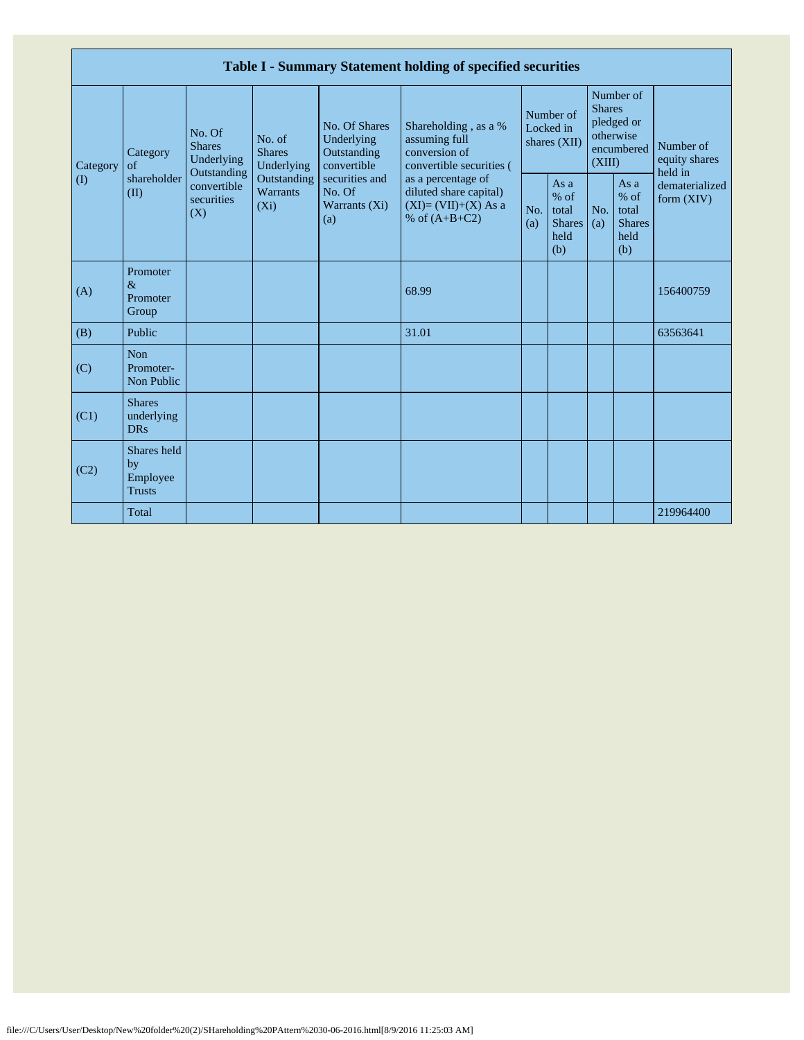| Table I - Summary Statement holding of specified securities | | | | | | | | | | |
|---|---|---|---|---|---|---|---|---|---|---|
| Category (I) | Category of shareholder (II) | No. Of Shares Underlying Outstanding convertible securities (X) | No. of Shares Underlying Outstanding Warrants (Xi) | No. Of Shares Underlying Outstanding convertible securities and No. Of Warrants (Xi) (a) | Shareholding , as a % assuming full conversion of convertible securities ( as a percentage of diluted share capital) (XI)= (VII)+(X) As a % of (A+B+C2) | Number of Locked in shares (XII) | | Number of Shares pledged or otherwise encumbered (XIII) | | Number of equity shares held in dematerialized form (XIV) |
| | | | | | | No. (a) | As a % of total Shares held (b) | No. (a) | As a % of total Shares held (b) | |
| (A) | Promoter & Promoter Group | | | | 68.99 | | | | | 156400759 |
| (B) | Public | | | | 31.01 | | | | | 63563641 |
| (C) | Non Promoter- Non Public | | | | | | | | | |
| (C1) | Shares underlying DRs | | | | | | | | | |
| (C2) | Shares held by Employee Trusts | | | | | | | | | |
| | Total | | | | | | | | | 219964400 |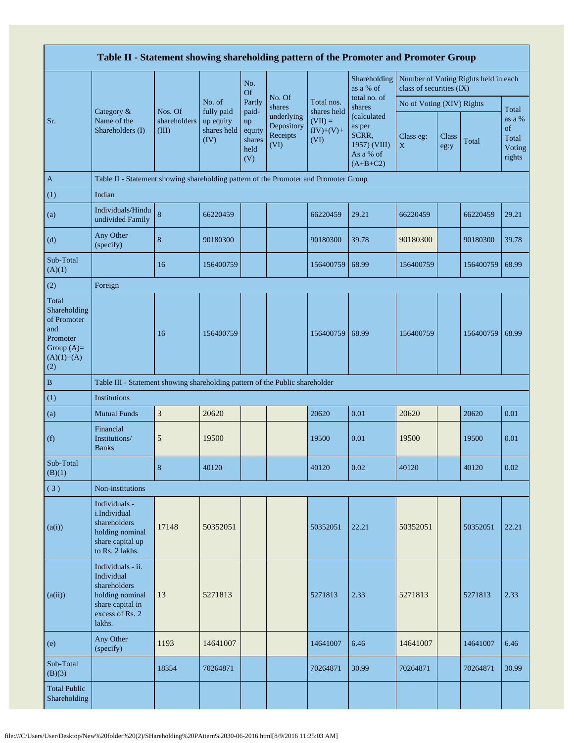| Table II - Statement showing shareholding pattern of the Promoter and Promoter Group | | | | | | | | | | | |
|---|---|---|---|---|---|---|---|---|---|---|---|
| Sr. | Category & Name of the Shareholders (I) | Nos. Of shareholders (III) | No. of fully paid up equity shares held (IV) | No. Of Partly paid-up equity shares held (V) | No. Of shares underlying Depository Receipts (VI) | Total nos. shares held (VII) = (IV)+(V)+ (VI) | Shareholding as a % of total no. of shares (calculated as per SCRR, 1957) (VIII) As a % of (A+B+C2) | Number of Voting Rights held in each class of securities (IX) | | | |
| | | | | | | | | No of Voting (XIV) Rights | | | Total as a % of Total Voting rights |
| | | | | | | | | Class eg: X | Class eg:y | Total | |
| A | Table II - Statement showing shareholding pattern of the Promoter and Promoter Group | | | | | | | | | | |
| (1) | Indian | | | | | | | | | | |
| (a) | Individuals/Hindu undivided Family | 8 | 66220459 | | | 66220459 | 29.21 | 66220459 | | 66220459 | 29.21 |
| (d) | Any Other (specify) | 8 | 90180300 | | | 90180300 | 39.78 | 90180300 | | 90180300 | 39.78 |
| Sub-Total (A)(1) | | 16 | 156400759 | | | 156400759 | 68.99 | 156400759 | | 156400759 | 68.99 |
| (2) | Foreign | | | | | | | | | | |
| Total Shareholding of Promoter and Promoter Group (A)=(A)(1)+(A)(2) | | 16 | 156400759 | | | 156400759 | 68.99 | 156400759 | | 156400759 | 68.99 |
| B | Table III - Statement showing shareholding pattern of the Public shareholder | | | | | | | | | | |
| (1) | Institutions | | | | | | | | | | |
| (a) | Mutual Funds | 3 | 20620 | | | 20620 | 0.01 | 20620 | | 20620 | 0.01 |
| (f) | Financial Institutions/ Banks | 5 | 19500 | | | 19500 | 0.01 | 19500 | | 19500 | 0.01 |
| Sub-Total (B)(1) | | 8 | 40120 | | | 40120 | 0.02 | 40120 | | 40120 | 0.02 |
| (3) | Non-institutions | | | | | | | | | | |
| (a(i)) | Individuals - i.Individual shareholders holding nominal share capital up to Rs. 2 lakhs. | 17148 | 50352051 | | | 50352051 | 22.21 | 50352051 | | 50352051 | 22.21 |
| (a(ii)) | Individuals - ii. Individual shareholders holding nominal share capital in excess of Rs. 2 lakhs. | 13 | 5271813 | | | 5271813 | 2.33 | 5271813 | | 5271813 | 2.33 |
| (e) | Any Other (specify) | 1193 | 14641007 | | | 14641007 | 6.46 | 14641007 | | 14641007 | 6.46 |
| Sub-Total (B)(3) | | 18354 | 70264871 | | | 70264871 | 30.99 | 70264871 | | 70264871 | 30.99 |
| Total Public Shareholding | | | | | | | | | | | |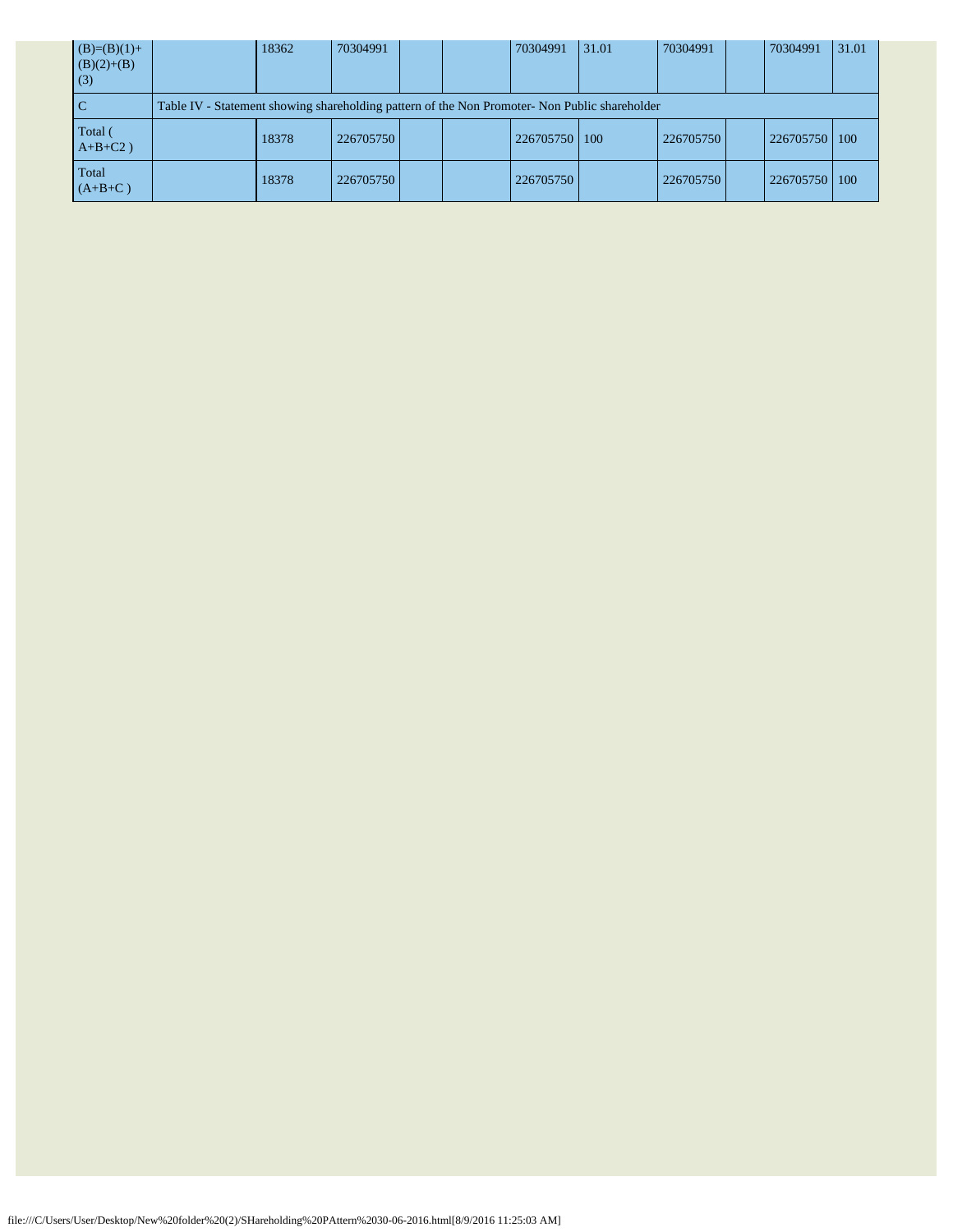| | | | | | | | | | | | |
|---|---|---|---|---|---|---|---|---|---|---|---|
| (B)=(B)(1)+(B)(2)+(B)(3) | | 18362 | 70304991 | | | 70304991 | 31.01 | 70304991 | | 70304991 | 31.01 |
| C | Table IV - Statement showing shareholding pattern of the Non Promoter- Non Public shareholder | | | | | | | | | | |
| Total ( A+B+C2 ) | | 18378 | 226705750 | | | 226705750 | 100 | 226705750 | | 226705750 | 100 |
| Total (A+B+C ) | | 18378 | 226705750 | | | 226705750 | | 226705750 | | 226705750 | 100 |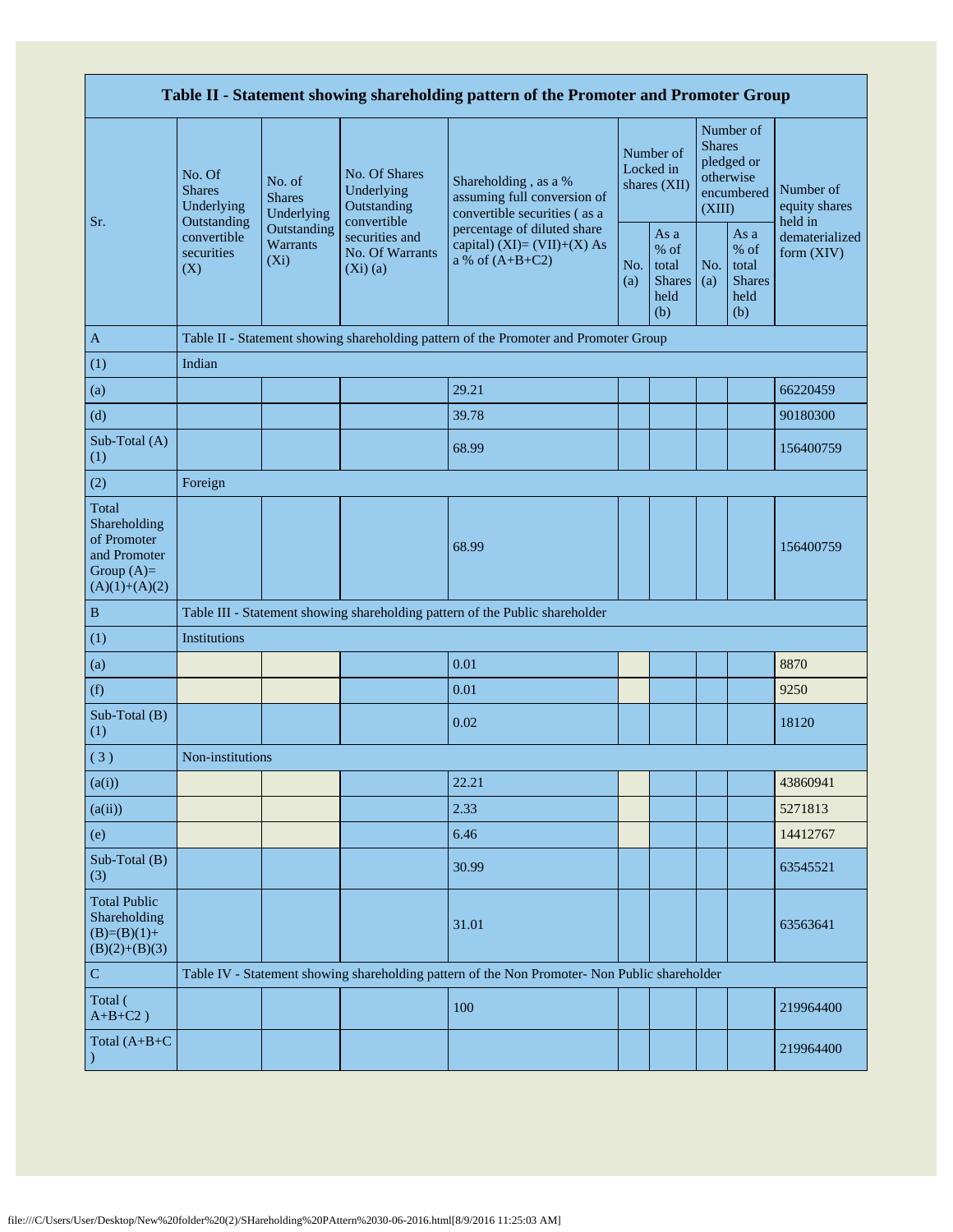| Table II - Statement showing shareholding pattern of the Promoter and Promoter Group | | | | | | | | | |
|---|---|---|---|---|---|---|---|---|---|
| Sr. | No. Of Shares Underlying Outstanding convertible securities (X) | No. of Shares Underlying Outstanding Warrants (Xi) | No. Of Shares Underlying Outstanding convertible securities and No. Of Warrants (Xi) (a) | Shareholding , as a % assuming full conversion of convertible securities ( as a percentage of diluted share capital) (XI)= (VII)+(X) As a % of (A+B+C2) | Number of Locked in shares (XII) | | Number of Shares pledged or otherwise encumbered (XIII) | | Number of equity shares held in dematerialized form (XIV) |
| | | | | | No. (a) | As a % of total Shares held (b) | No. (a) | As a % of total Shares held (b) | |
| A | Table II - Statement showing shareholding pattern of the Promoter and Promoter Group | | | | | | | | |
| (1) | Indian | | | | | | | | |
| (a) | | | | 29.21 | | | | | 66220459 |
| (d) | | | | 39.78 | | | | | 90180300 |
| Sub-Total (A) (1) | | | | 68.99 | | | | | 156400759 |
| (2) | Foreign | | | | | | | | |
| Total Shareholding of Promoter and Promoter Group (A)=(A)(1)+(A)(2) | | | | 68.99 | | | | | 156400759 |
| B | Table III - Statement showing shareholding pattern of the Public shareholder | | | | | | | | |
| (1) | Institutions | | | | | | | | |
| (a) | | | | 0.01 | | | | | 8870 |
| (f) | | | | 0.01 | | | | | 9250 |
| Sub-Total (B) (1) | | | | 0.02 | | | | | 18120 |
| ( 3 ) | Non-institutions | | | | | | | | |
| (a(i)) | | | | 22.21 | | | | | 43860941 |
| (a(ii)) | | | | 2.33 | | | | | 5271813 |
| (e) | | | | 6.46 | | | | | 14412767 |
| Sub-Total (B) (3) | | | | 30.99 | | | | | 63545521 |
| Total Public Shareholding (B)=(B)(1)+(B)(2)+(B)(3) | | | | 31.01 | | | | | 63563641 |
| C | Table IV - Statement showing shareholding pattern of the Non Promoter- Non Public shareholder | | | | | | | | |
| Total ( A+B+C2 ) | | | | 100 | | | | | 219964400 |
| Total (A+B+C ) | | | | | | | | | 219964400 |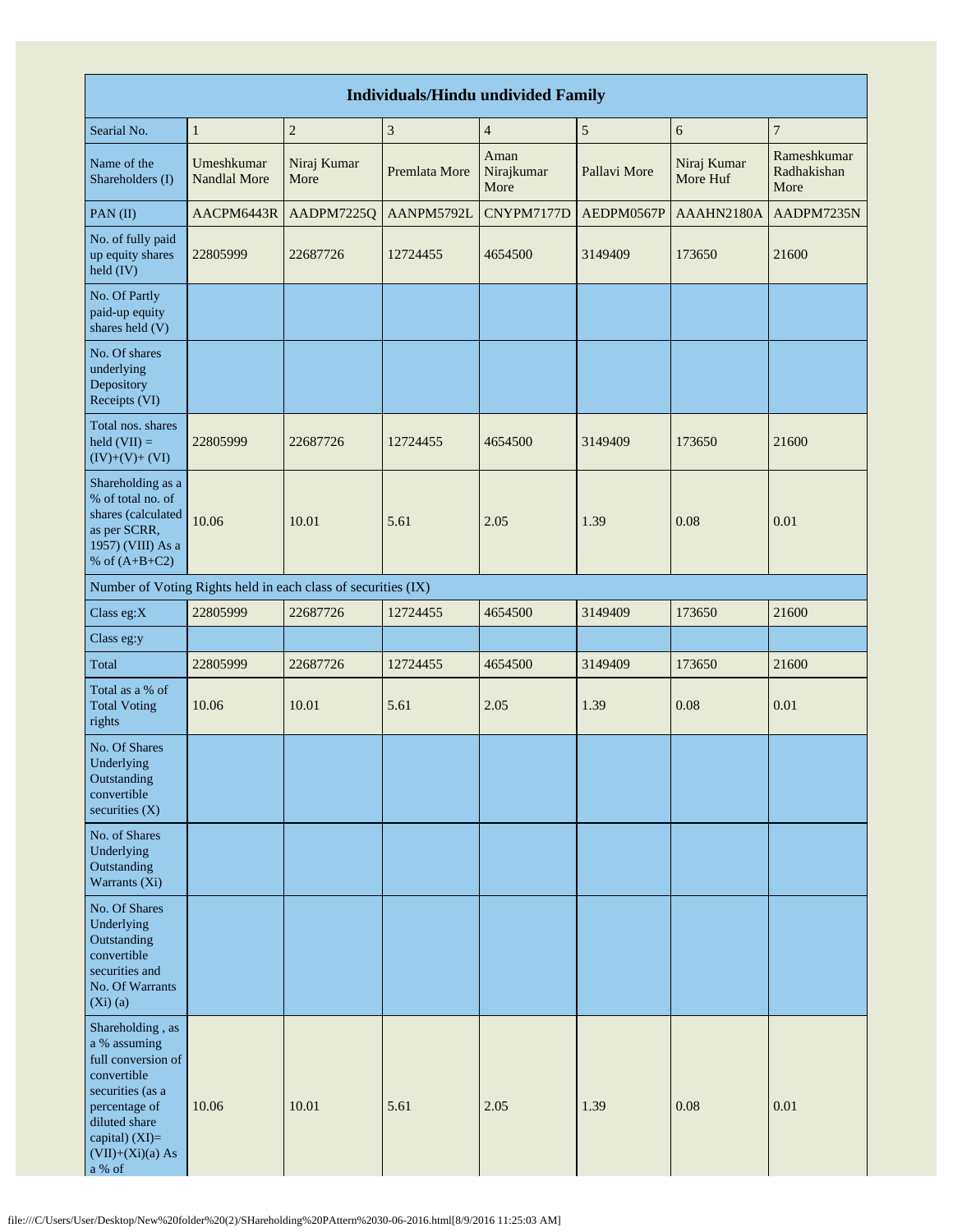| Individuals/Hindu undivided Family | | | | | | | |
|---|---|---|---|---|---|---|---|
| Searial No. | 1 | 2 | 3 | 4 | 5 | 6 | 7 |
| Name of the Shareholders (I) | Umeshkumar Nandlal More | Niraj Kumar More | Premlata More | Aman Nirajkumar More | Pallavi More | Niraj Kumar More Huf | Rameshkumar Radhakishan More |
| PAN (II) | AACPM6443R | AADPM7225Q | AANPM5792L | CNYPM7177D | AEDPM0567P | AAAHN2180A | AADPM7235N |
| No. of fully paid up equity shares held (IV) | 22805999 | 22687726 | 12724455 | 4654500 | 3149409 | 173650 | 21600 |
| No. Of Partly paid-up equity shares held (V) | | | | | | | |
| No. Of shares underlying Depository Receipts (VI) | | | | | | | |
| Total nos. shares held (VII) = (IV)+(V)+ (VI) | 22805999 | 22687726 | 12724455 | 4654500 | 3149409 | 173650 | 21600 |
| Shareholding as a % of total no. of shares (calculated as per SCRR, 1957) (VIII) As a % of (A+B+C2) | 10.06 | 10.01 | 5.61 | 2.05 | 1.39 | 0.08 | 0.01 |
| Number of Voting Rights held in each class of securities (IX) | | | | | | | |
| Class eg:X | 22805999 | 22687726 | 12724455 | 4654500 | 3149409 | 173650 | 21600 |
| Class eg:y | | | | | | | |
| Total | 22805999 | 22687726 | 12724455 | 4654500 | 3149409 | 173650 | 21600 |
| Total as a % of Total Voting rights | 10.06 | 10.01 | 5.61 | 2.05 | 1.39 | 0.08 | 0.01 |
| No. Of Shares Underlying Outstanding convertible securities (X) | | | | | | | |
| No. of Shares Underlying Outstanding Warrants (Xi) | | | | | | | |
| No. Of Shares Underlying Outstanding convertible securities and No. Of Warrants (Xi) (a) | | | | | | | |
| Shareholding , as a % assuming full conversion of convertible securities (as a percentage of diluted share capital) (XI)= (VII)+(Xi)(a) As a % of | 10.06 | 10.01 | 5.61 | 2.05 | 1.39 | 0.08 | 0.01 |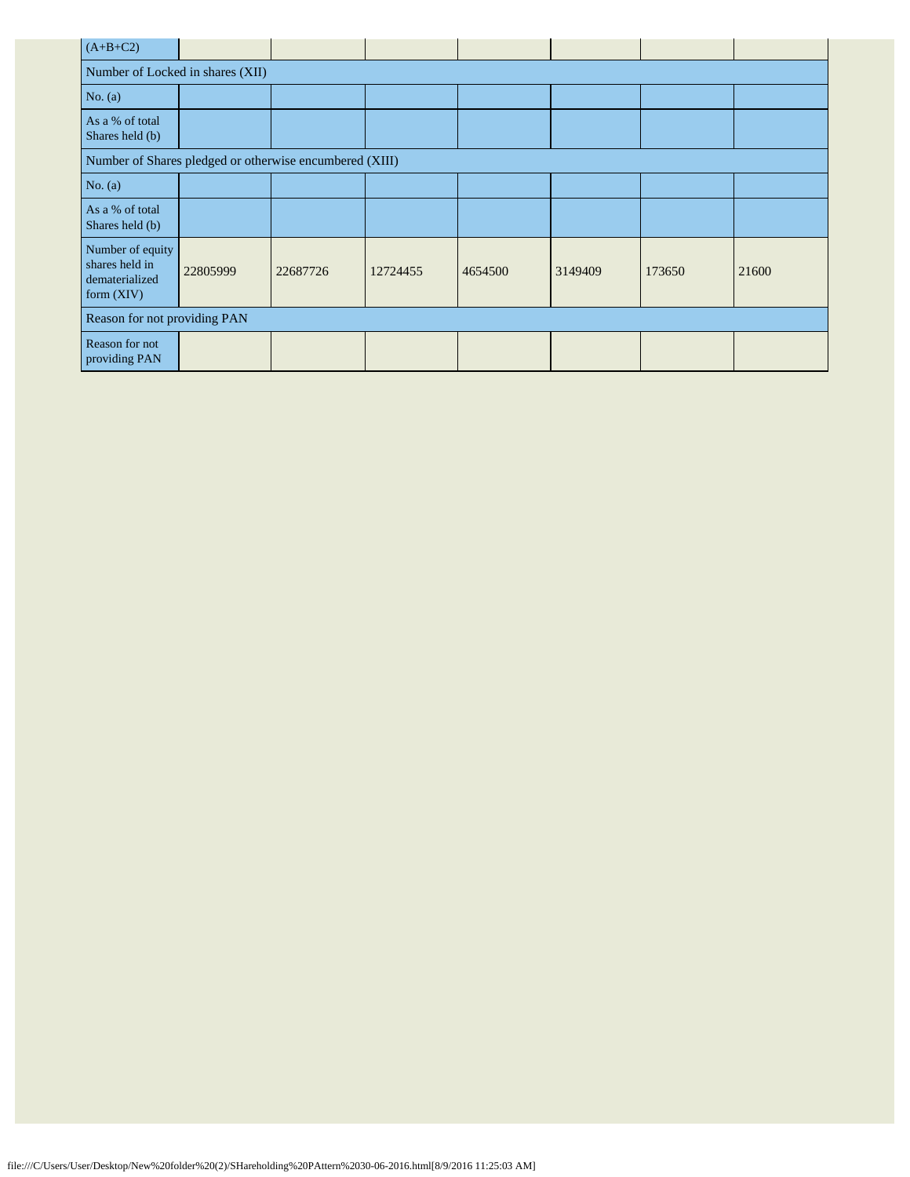| (A+B+C2) | | | | | | | |
|---|---|---|---|---|---|---|---|
| Number of Locked in shares (XII) | | | | | | | |
| No. (a) | | | | | | | |
| As a % of total Shares held (b) | | | | | | | |
| Number of Shares pledged or otherwise encumbered (XIII) | | | | | | | |
| No. (a) | | | | | | | |
| As a % of total Shares held (b) | | | | | | | |
| Number of equity shares held in dematerialized form (XIV) | 22805999 | 22687726 | 12724455 | 4654500 | 3149409 | 173650 | 21600 |
| Reason for not providing PAN | | | | | | | |
| Reason for not providing PAN | | | | | | | |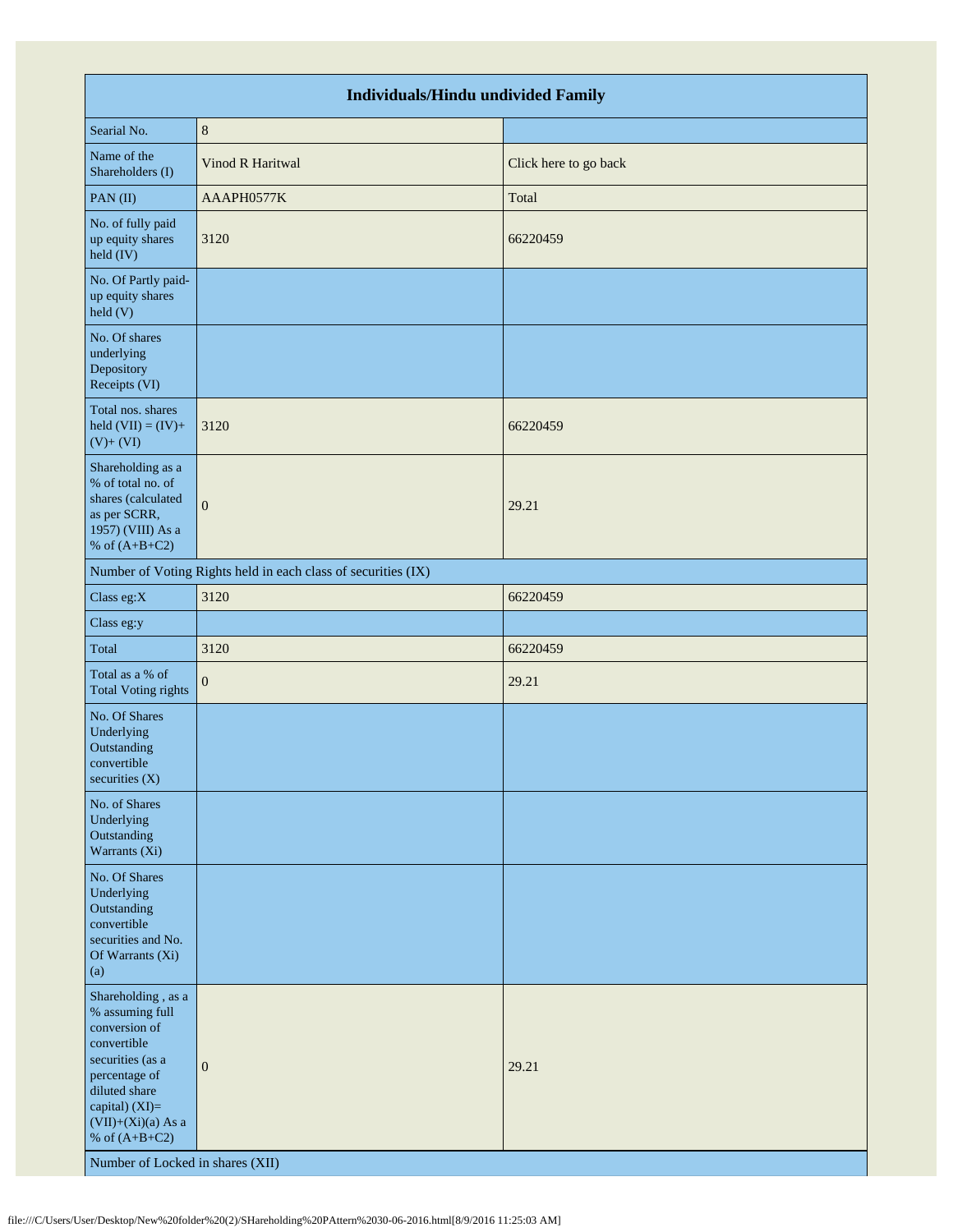| Individuals/Hindu undivided Family | | |
|---|---|---|
| Searial No. | 8 | |
| Name of the Shareholders (I) | Vinod R Haritwal | Click here to go back |
| PAN (II) | AAAPH0577K | Total |
| No. of fully paid up equity shares held (IV) | 3120 | 66220459 |
| No. Of Partly paid-up equity shares held (V) | | |
| No. Of shares underlying Depository Receipts (VI) | | |
| Total nos. shares held (VII) = (IV)+ (V)+ (VI) | 3120 | 66220459 |
| Shareholding as a % of total no. of shares (calculated as per SCRR, 1957) (VIII) As a % of (A+B+C2) | 0 | 29.21 |
| Number of Voting Rights held in each class of securities (IX) | | |
| Class eg:X | 3120 | 66220459 |
| Class eg:y | | |
| Total | 3120 | 66220459 |
| Total as a % of Total Voting rights | 0 | 29.21 |
| No. Of Shares Underlying Outstanding convertible securities (X) | | |
| No. of Shares Underlying Outstanding Warrants (Xi) | | |
| No. Of Shares Underlying Outstanding convertible securities and No. Of Warrants (Xi) (a) | | |
| Shareholding , as a % assuming full conversion of convertible securities (as a percentage of diluted share capital) (XI)= (VII)+(Xi)(a) As a % of (A+B+C2) | 0 | 29.21 |
| Number of Locked in shares (XII) | | |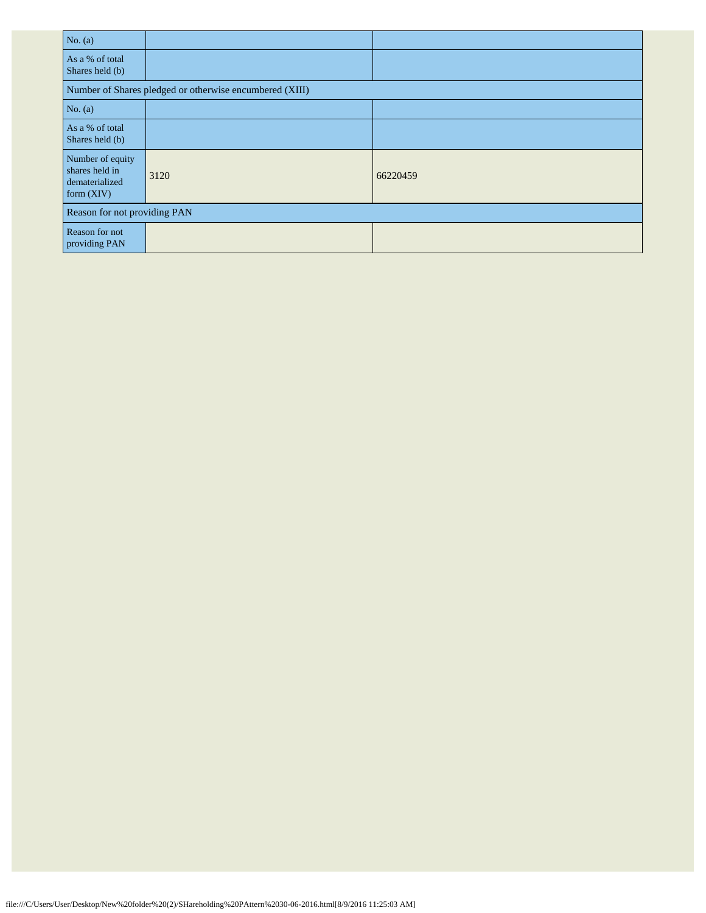| No. (a) | | |
|---|---|---|
| As a % of total Shares held (b) | | |
| Number of Shares pledged or otherwise encumbered (XIII) | | |
| No. (a) | | |
| As a % of total Shares held (b) | | |
| Number of equity shares held in dematerialized form (XIV) | 3120 | 66220459 |
| Reason for not providing PAN | | |
| Reason for not providing PAN | | |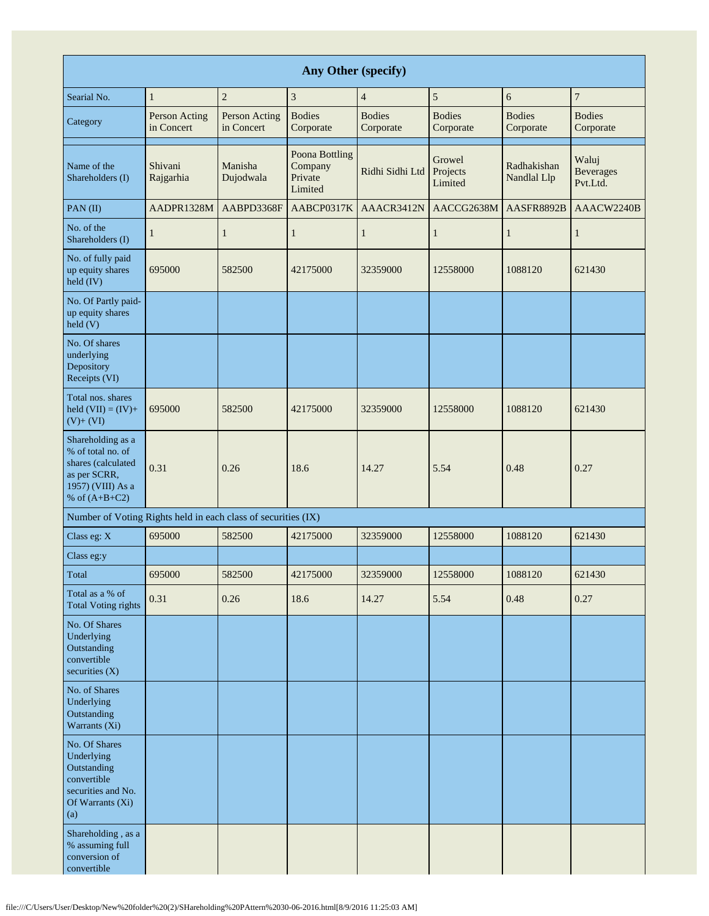| Any Other (specify) | | | | | | | |
|---|---|---|---|---|---|---|---|
| Searial No. | 1 | 2 | 3 | 4 | 5 | 6 | 7 |
| Category | Person Acting in Concert | Person Acting in Concert | Bodies Corporate | Bodies Corporate | Bodies Corporate | Bodies Corporate | Bodies Corporate |
| Name of the Shareholders (I) | Shivani Rajgarhia | Manisha Dujodwala | Poona Bottling Company Private Limited | Ridhi Sidhi Ltd | Growel Projects Limited | Radhakishan Nandlal Llp | Waluj Beverages Pvt.Ltd. |
| PAN (II) | AADPR1328M | AABPD3368F | AABCP0317K | AAACR3412N | AACCG2638M | AASFR8892B | AAACW2240B |
| No. of the Shareholders (I) | 1 | 1 | 1 | 1 | 1 | 1 | 1 |
| No. of fully paid up equity shares held (IV) | 695000 | 582500 | 42175000 | 32359000 | 12558000 | 1088120 | 621430 |
| No. Of Partly paid-up equity shares held (V) | | | | | | | |
| No. Of shares underlying Depository Receipts (VI) | | | | | | | |
| Total nos. shares held (VII) = (IV)+ (V)+ (VI) | 695000 | 582500 | 42175000 | 32359000 | 12558000 | 1088120 | 621430 |
| Shareholding as a % of total no. of shares (calculated as per SCRR, 1957) (VIII) As a % of (A+B+C2) | 0.31 | 0.26 | 18.6 | 14.27 | 5.54 | 0.48 | 0.27 |
| Number of Voting Rights held in each class of securities (IX) | | | | | | | |
| Class eg: X | 695000 | 582500 | 42175000 | 32359000 | 12558000 | 1088120 | 621430 |
| Class eg:y | | | | | | | |
| Total | 695000 | 582500 | 42175000 | 32359000 | 12558000 | 1088120 | 621430 |
| Total as a % of Total Voting rights | 0.31 | 0.26 | 18.6 | 14.27 | 5.54 | 0.48 | 0.27 |
| No. Of Shares Underlying Outstanding convertible securities (X) | | | | | | | |
| No. of Shares Underlying Outstanding Warrants (Xi) | | | | | | | |
| No. Of Shares Underlying Outstanding convertible securities and No. Of Warrants (Xi) (a) | | | | | | | |
| Shareholding , as a % assuming full conversion of convertible | | | | | | | |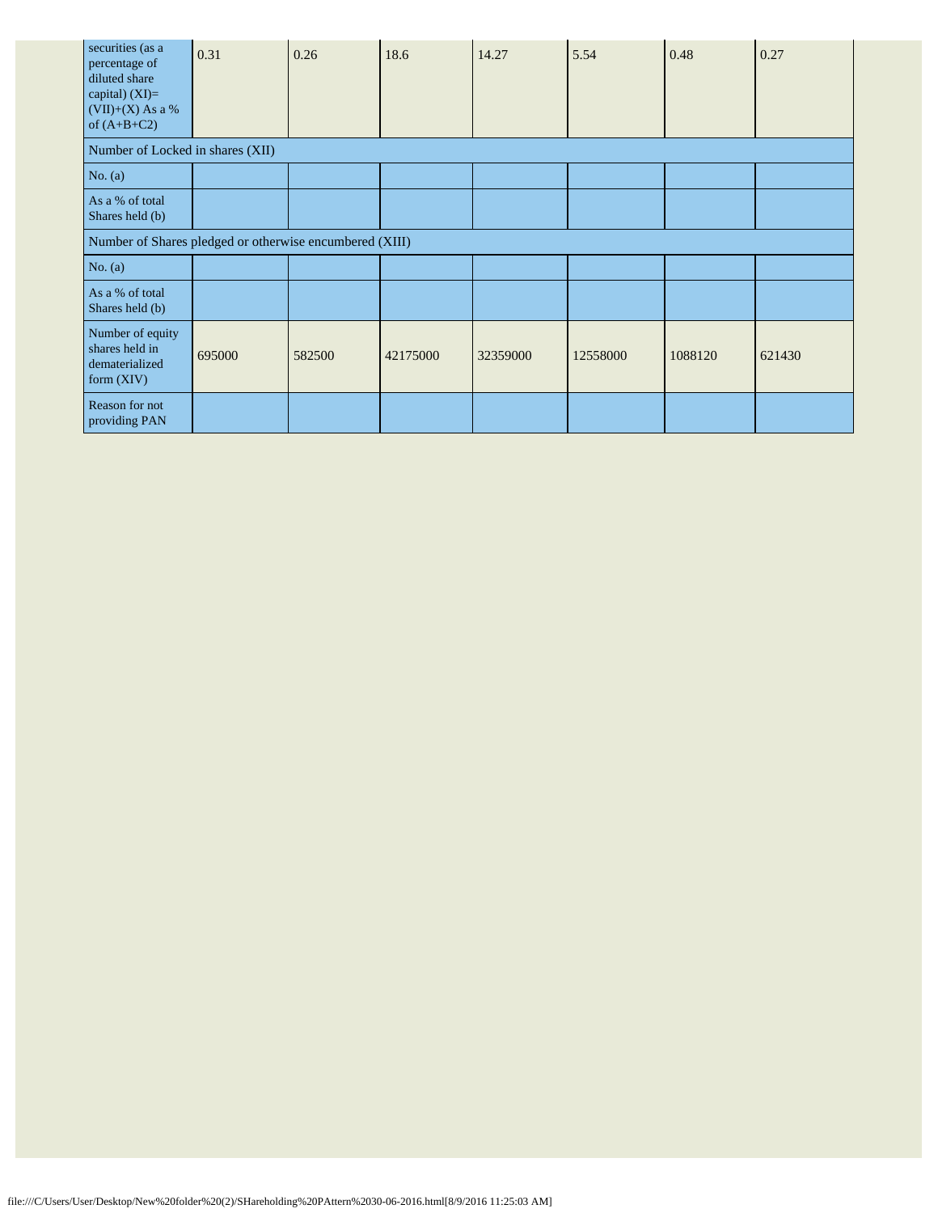| securities (as a percentage of diluted share capital) (XI)= (VII)+(X) As a % of (A+B+C2) | 0.31 | 0.26 | 18.6 | 14.27 | 5.54 | 0.48 | 0.27 |
|---|---|---|---|---|---|---|---|
| Number of Locked in shares (XII) | | | | | | | |
| No. (a) | | | | | | | |
| As a % of total Shares held (b) | | | | | | | |
| Number of Shares pledged or otherwise encumbered (XIII) | | | | | | | |
| No. (a) | | | | | | | |
| As a % of total Shares held (b) | | | | | | | |
| Number of equity shares held in dematerialized form (XIV) | 695000 | 582500 | 42175000 | 32359000 | 12558000 | 1088120 | 621430 |
| Reason for not providing PAN | | | | | | | |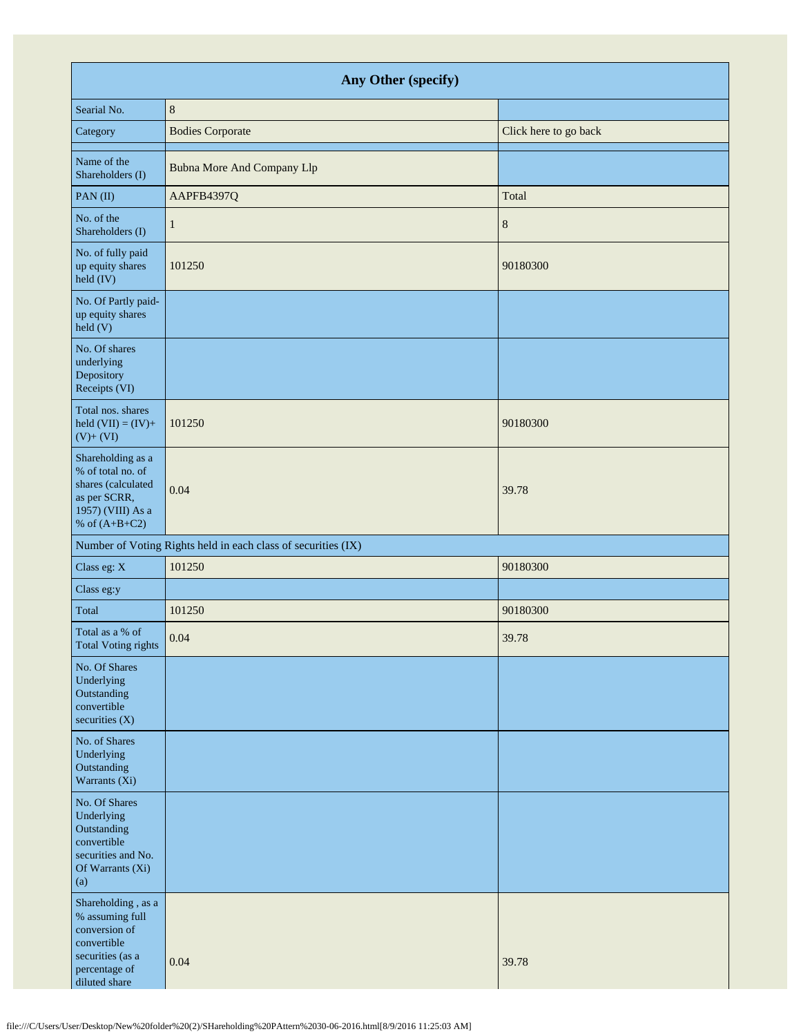| Any Other (specify) | | |
|---|---|---|
| Searial No. | 8 | |
| Category | Bodies Corporate | Click here to go back |
| Name of the Shareholders (I) | Bubna More And Company Llp | |
| PAN (II) | AAPFB4397Q | Total |
| No. of the Shareholders (I) | 1 | 8 |
| No. of fully paid up equity shares held (IV) | 101250 | 90180300 |
| No. Of Partly paid-up equity shares held (V) | | |
| No. Of shares underlying Depository Receipts (VI) | | |
| Total nos. shares held (VII) = (IV)+ (V)+ (VI) | 101250 | 90180300 |
| Shareholding as a % of total no. of shares (calculated as per SCRR, 1957) (VIII) As a % of (A+B+C2) | 0.04 | 39.78 |
| Number of Voting Rights held in each class of securities (IX) | | |
| Class eg: X | 101250 | 90180300 |
| Class eg:y | | |
| Total | 101250 | 90180300 |
| Total as a % of Total Voting rights | 0.04 | 39.78 |
| No. Of Shares Underlying Outstanding convertible securities (X) | | |
| No. of Shares Underlying Outstanding Warrants (Xi) | | |
| No. Of Shares Underlying Outstanding convertible securities and No. Of Warrants (Xi) (a) | | |
| Shareholding , as a % assuming full conversion of convertible securities (as a percentage of diluted share | 0.04 | 39.78 |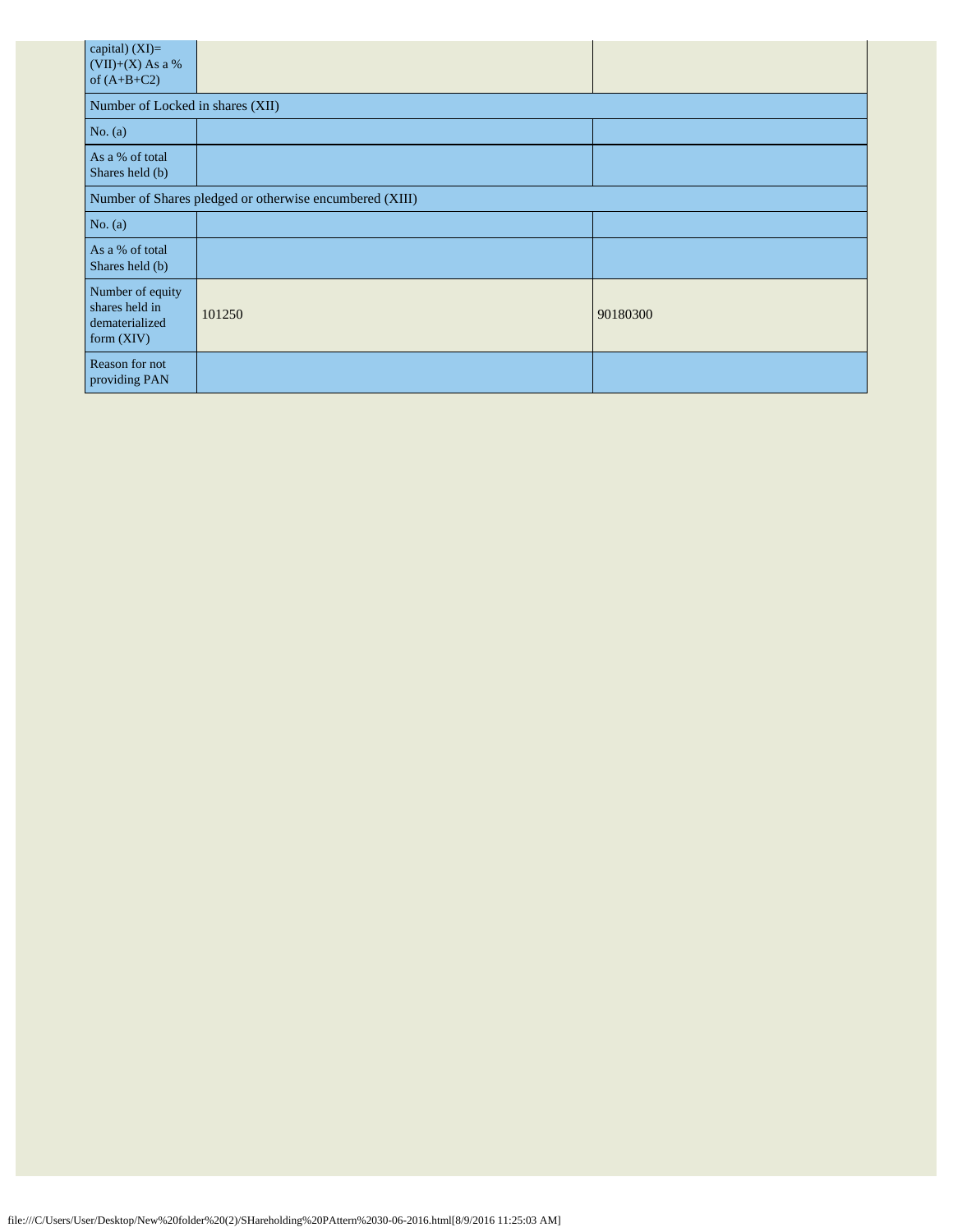| capital) (XI)= (VII)+(X) As a % of (A+B+C2) | | |
|---|---|---|
| **Number of Locked in shares (XII)** | | |
| No. (a) | | |
| As a % of total Shares held (b) | | |
| **Number of Shares pledged or otherwise encumbered (XIII)** | | |
| No. (a) | | |
| As a % of total Shares held (b) | | |
| Number of equity shares held in dematerialized form (XIV) | 101250 | 90180300 |
| Reason for not providing PAN | | |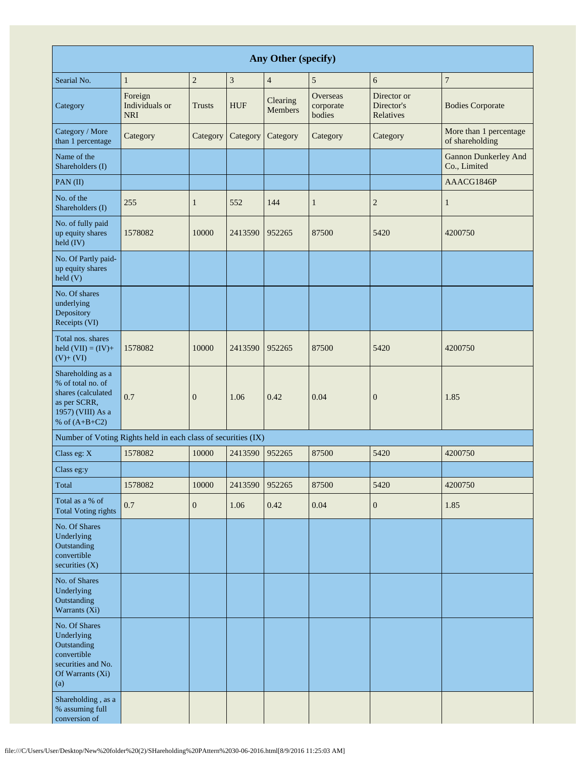| Any Other (specify) | | | | | | | |
|---|---|---|---|---|---|---|---|
| Searial No. | 1 | 2 | 3 | 4 | 5 | 6 | 7 |
| Category | Foreign Individuals or NRI | Trusts | HUF | Clearing Members | Overseas corporate bodies | Director or Director's Relatives | Bodies Corporate |
| Category / More than 1 percentage | Category | Category | Category | Category | Category | Category | More than 1 percentage of shareholding |
| Name of the Shareholders (I) | | | | | | | Gannon Dunkerley And Co., Limited |
| PAN (II) | | | | | | | AAACG1846P |
| No. of the Shareholders (I) | 255 | 1 | 552 | 144 | 1 | 2 | 1 |
| No. of fully paid up equity shares held (IV) | 1578082 | 10000 | 2413590 | 952265 | 87500 | 5420 | 4200750 |
| No. Of Partly paid-up equity shares held (V) | | | | | | | |
| No. Of shares underlying Depository Receipts (VI) | | | | | | | |
| Total nos. shares held (VII) = (IV)+ (V)+ (VI) | 1578082 | 10000 | 2413590 | 952265 | 87500 | 5420 | 4200750 |
| Shareholding as a % of total no. of shares (calculated as per SCRR, 1957) (VIII) As a % of (A+B+C2) | 0.7 | 0 | 1.06 | 0.42 | 0.04 | 0 | 1.85 |
| Number of Voting Rights held in each class of securities (IX) | | | | | | | |
| Class eg: X | 1578082 | 10000 | 2413590 | 952265 | 87500 | 5420 | 4200750 |
| Class eg:y | | | | | | | |
| Total | 1578082 | 10000 | 2413590 | 952265 | 87500 | 5420 | 4200750 |
| Total as a % of Total Voting rights | 0.7 | 0 | 1.06 | 0.42 | 0.04 | 0 | 1.85 |
| No. Of Shares Underlying Outstanding convertible securities (X) | | | | | | | |
| No. of Shares Underlying Outstanding Warrants (Xi) | | | | | | | |
| No. Of Shares Underlying Outstanding convertible securities and No. Of Warrants (Xi) (a) | | | | | | | |
| Shareholding , as a % assuming full conversion of | | | | | | | |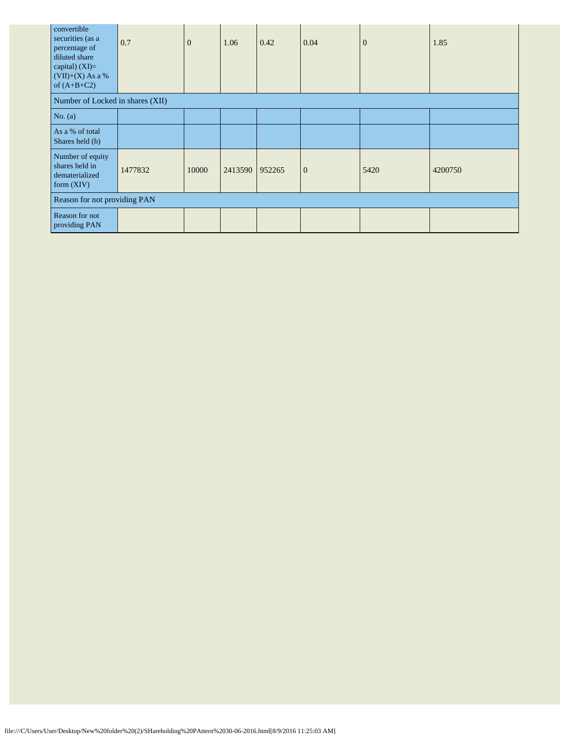| convertible securities (as a percentage of diluted share capital) (XI)= (VII)+(X) As a % of (A+B+C2) | 0.7 | 0 | 1.06 | 0.42 | 0.04 | 0 | 1.85 |
|---|---|---|---|---|---|---|---|
| Number of Locked in shares (XII) | | | | | | | |
| No. (a) | | | | | | | |
| As a % of total Shares held (b) | | | | | | | |
| Number of equity shares held in dematerialized form (XIV) | 1477832 | 10000 | 2413590 | 952265 | 0 | 5420 | 4200750 |
| Reason for not providing PAN | | | | | | | |
| Reason for not providing PAN | | | | | | | |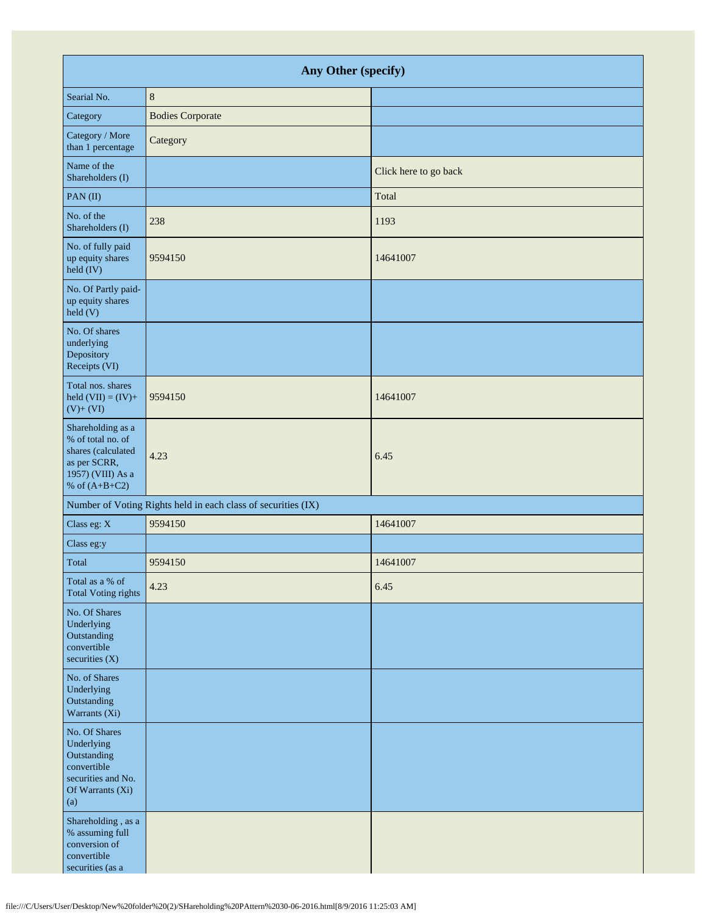| Any Other (specify) | | |
|---|---|---|
| Searial No. | 8 | |
| Category | Bodies Corporate | |
| Category / More than 1 percentage | Category | |
| Name of the Shareholders (I) | | Click here to go back |
| PAN (II) | | Total |
| No. of the Shareholders (I) | 238 | 1193 |
| No. of fully paid up equity shares held (IV) | 9594150 | 14641007 |
| No. Of Partly paid-up equity shares held (V) | | |
| No. Of shares underlying Depository Receipts (VI) | | |
| Total nos. shares held (VII) = (IV)+ (V)+ (VI) | 9594150 | 14641007 |
| Shareholding as a % of total no. of shares (calculated as per SCRR, 1957) (VIII) As a % of (A+B+C2) | 4.23 | 6.45 |
| Number of Voting Rights held in each class of securities (IX) | | |
| Class eg: X | 9594150 | 14641007 |
| Class eg:y | | |
| Total | 9594150 | 14641007 |
| Total as a % of Total Voting rights | 4.23 | 6.45 |
| No. Of Shares Underlying Outstanding convertible securities (X) | | |
| No. of Shares Underlying Outstanding Warrants (Xi) | | |
| No. Of Shares Underlying Outstanding convertible securities and No. Of Warrants (Xi) (a) | | |
| Shareholding , as a % assuming full conversion of convertible securities (as a | | |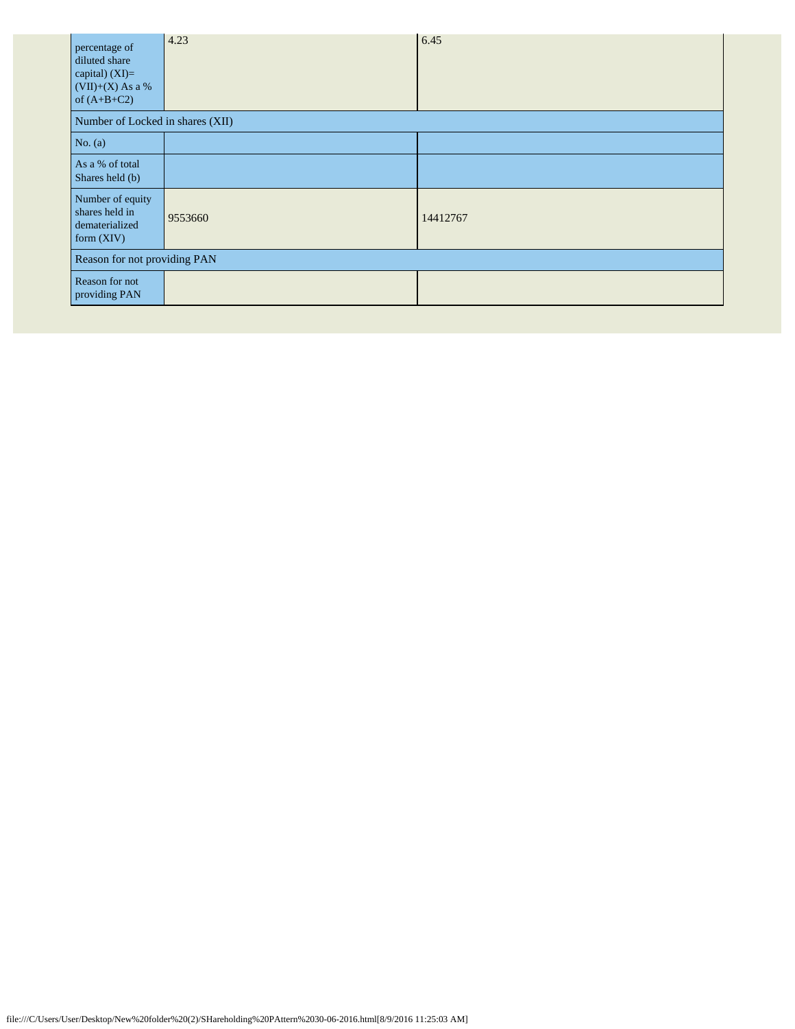| percentage of diluted share capital) (XI)= (VII)+(X) As a % of (A+B+C2) | 4.23 | 6.45 |
|---|---|---|
| Number of Locked in shares (XII) | | |
| No. (a) | | |
| As a % of total Shares held (b) | | |
| Number of equity shares held in dematerialized form (XIV) | 9553660 | 14412767 |
| Reason for not providing PAN | | |
| Reason for not providing PAN | | |